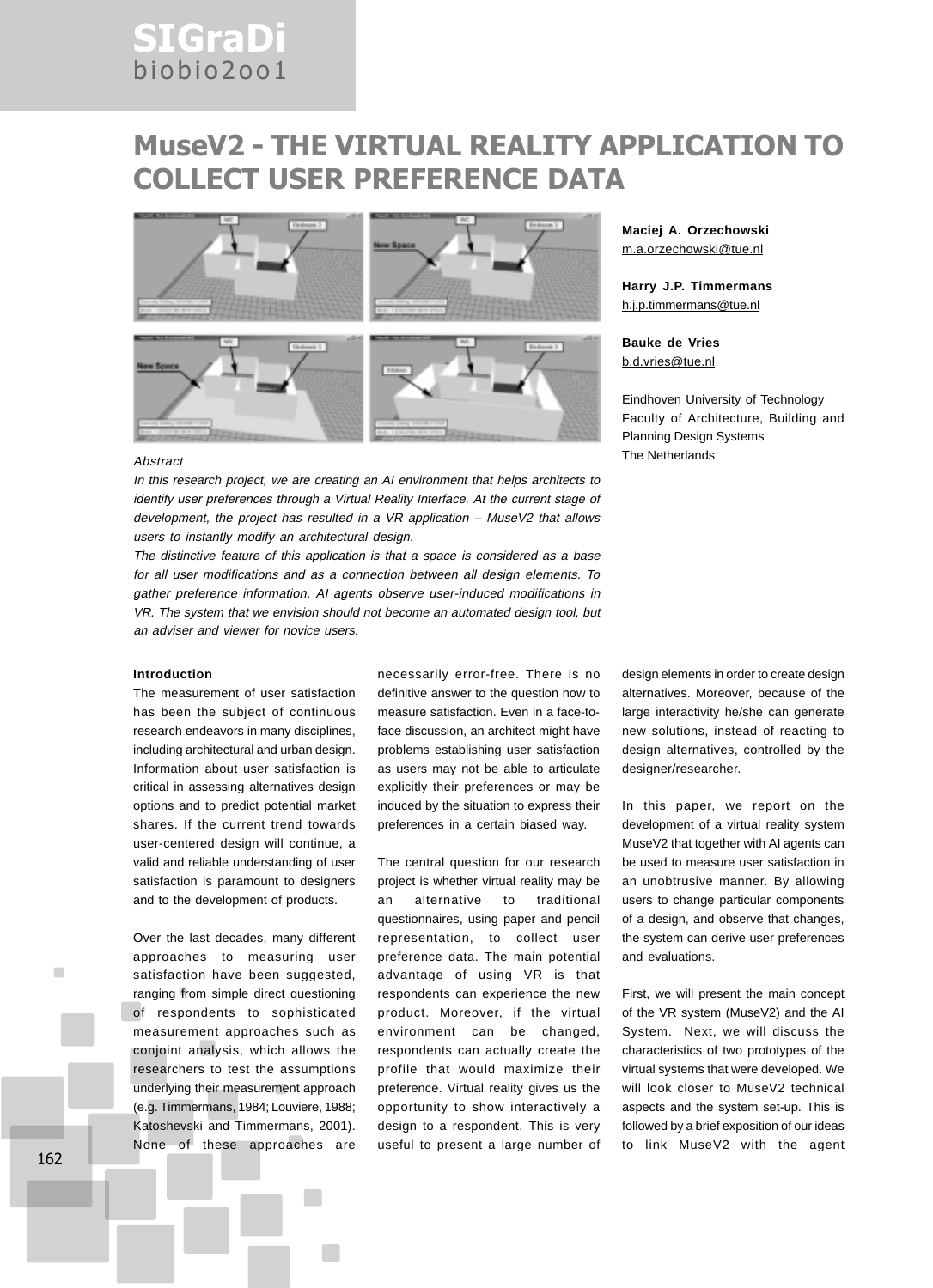# MuseV2 - THE VIRTUAL REALITY APPLICATION TO COLLECT USER PREFERENCE DATA

**Maciej A. Orzechowski**
m.a.orzechowski@tue.nl

**Harry J.P. Timmermans**
h.j.p.timmermans@tue.nl

**Bauke de Vries**
b.d.vries@tue.nl

Eindhoven University of Technology
Faculty of Architecture, Building and Planning Design Systems
The Netherlands

*Abstract*

*In this research project, we are creating an AI environment that helps architects to identify user preferences through a Virtual Reality Interface. At the current stage of development, the project has resulted in a VR application – MuseV2 that allows users to instantly modify an architectural design.*

*The distinctive feature of this application is that a space is considered as a base for all user modifications and as a connection between all design elements. To gather preference information, AI agents observe user-induced modifications in VR. The system that we envision should not become an automated design tool, but an adviser and viewer for novice users.*

**Introduction**

The measurement of user satisfaction has been the subject of continuous research endeavors in many disciplines, including architectural and urban design. Information about user satisfaction is critical in assessing alternatives design options and to predict potential market shares. If the current trend towards user-centered design will continue, a valid and reliable understanding of user satisfaction is paramount to designers and to the development of products.

Over the last decades, many different approaches to measuring user satisfaction have been suggested, ranging from simple direct questioning of respondents to sophisticated measurement approaches such as conjoint analysis, which allows the researchers to test the assumptions underlying their measurement approach (e.g. Timmermans, 1984; Louviere, 1988; Katoshevski and Timmermans, 2001). None of these approaches are necessarily error-free. There is no definitive answer to the question how to measure satisfaction. Even in a face-to-face discussion, an architect might have problems establishing user satisfaction as users may not be able to articulate explicitly their preferences or may be induced by the situation to express their preferences in a certain biased way.

The central question for our research project is whether virtual reality may be an alternative to traditional questionnaires, using paper and pencil representation, to collect user preference data. The main potential advantage of using VR is that respondents can experience the new product. Moreover, if the virtual environment can be changed, respondents can actually create the profile that would maximize their preference. Virtual reality gives us the opportunity to show interactively a design to a respondent. This is very useful to present a large number of design elements in order to create design alternatives. Moreover, because of the large interactivity he/she can generate new solutions, instead of reacting to design alternatives, controlled by the designer/researcher.

In this paper, we report on the development of a virtual reality system MuseV2 that together with AI agents can be used to measure user satisfaction in an unobtrusive manner. By allowing users to change particular components of a design, and observe that changes, the system can derive user preferences and evaluations.

First, we will present the main concept of the VR system (MuseV2) and the AI System. Next, we will discuss the characteristics of two prototypes of the virtual systems that were developed. We will look closer to MuseV2 technical aspects and the system set-up. This is followed by a brief exposition of our ideas to link MuseV2 with the agent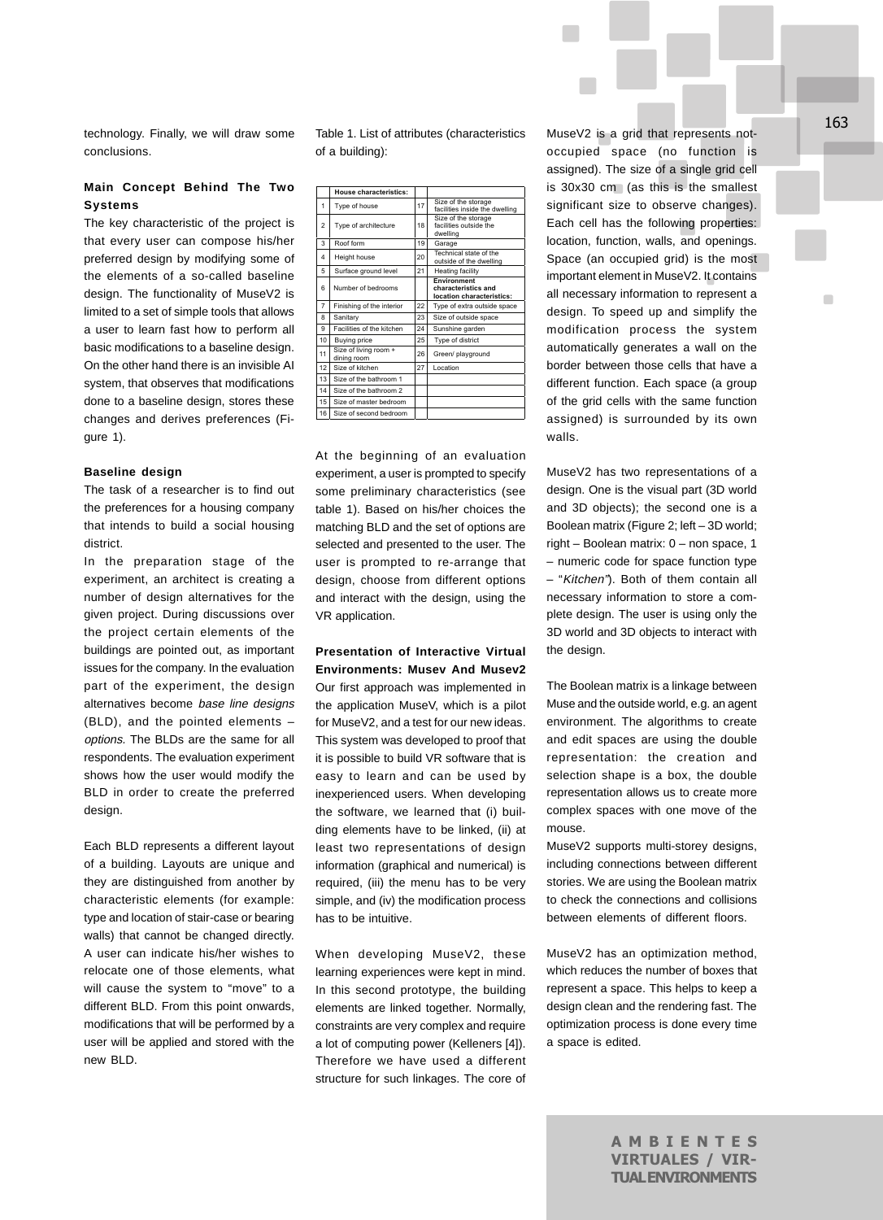technology. Finally, we will draw some conclusions.

## Main Concept Behind The Two Systems

The key characteristic of the project is that every user can compose his/her preferred design by modifying some of the elements of a so-called baseline design. The functionality of MuseV2 is limited to a set of simple tools that allows a user to learn fast how to perform all basic modifications to a baseline design. On the other hand there is an invisible AI system, that observes that modifications done to a baseline design, stores these changes and derives preferences (Figure 1).

## Baseline design

The task of a researcher is to find out the preferences for a housing company that intends to build a social housing district.

In the preparation stage of the experiment, an architect is creating a number of design alternatives for the given project. During discussions over the project certain elements of the buildings are pointed out, as important issues for the company. In the evaluation part of the experiment, the design alternatives become *base line designs* (BLD), and the pointed elements – *options*. The BLDs are the same for all respondents. The evaluation experiment shows how the user would modify the BLD in order to create the preferred design.

Each BLD represents a different layout of a building. Layouts are unique and they are distinguished from another by characteristic elements (for example: type and location of stair-case or bearing walls) that cannot be changed directly. A user can indicate his/her wishes to relocate one of those elements, what will cause the system to "move" to a different BLD. From this point onwards, modifications that will be performed by a user will be applied and stored with the new BLD.

Table 1. List of attributes (characteristics of a building):

| | House characteristics: | | |
|---|---|---|---|
| 1 | Type of house | 17 | Size of the storage facilities inside the dwelling |
| 2 | Type of architecture | 18 | Size of the storage facilities outside the dwelling |
| 3 | Roof form | 19 | Garage |
| 4 | Height house | 20 | Technical state of the outside of the dwelling |
| 5 | Surface ground level | 21 | Heating facility |
| 6 | Number of bedrooms | | **Environment characteristics and location characteristics:** |
| 7 | Finishing of the interior | 22 | Type of extra outside space |
| 8 | Sanitary | 23 | Size of outside space |
| 9 | Facilities of the kitchen | 24 | Sunshine garden |
| 10 | Buying price | 25 | Type of district |
| 11 | Size of living room + dining room | 26 | Green/ playground |
| 12 | Size of kitchen | 27 | Location |
| 13 | Size of the bathroom 1 | | |
| 14 | Size of the bathroom 2 | | |
| 15 | Size of master bedroom | | |
| 16 | Size of second bedroom | | |

At the beginning of an evaluation experiment, a user is prompted to specify some preliminary characteristics (see table 1). Based on his/her choices the matching BLD and the set of options are selected and presented to the user. The user is prompted to re-arrange that design, choose from different options and interact with the design, using the VR application.

## Presentation of Interactive Virtual Environments: Musev And Musev2

Our first approach was implemented in the application MuseV, which is a pilot for MuseV2, and a test for our new ideas. This system was developed to proof that it is possible to build VR software that is easy to learn and can be used by inexperienced users. When developing the software, we learned that (i) building elements have to be linked, (ii) at least two representations of design information (graphical and numerical) is required, (iii) the menu has to be very simple, and (iv) the modification process has to be intuitive.

When developing MuseV2, these learning experiences were kept in mind. In this second prototype, the building elements are linked together. Normally, constraints are very complex and require a lot of computing power (Kelleners [4]). Therefore we have used a different structure for such linkages. The core of MuseV2 is a grid that represents not-occupied space (no function is assigned). The size of a single grid cell is 30x30 cm (as this is the smallest significant size to observe changes). Each cell has the following properties: location, function, walls, and openings. Space (an occupied grid) is the most important element in MuseV2. It contains all necessary information to represent a design. To speed up and simplify the modification process the system automatically generates a wall on the border between those cells that have a different function. Each space (a group of the grid cells with the same function assigned) is surrounded by its own walls.

MuseV2 has two representations of a design. One is the visual part (3D world and 3D objects); the second one is a Boolean matrix (Figure 2; left – 3D world; right – Boolean matrix: 0 – non space, 1 – numeric code for space function type – "*Kitchen*"). Both of them contain all necessary information to store a complete design. The user is using only the 3D world and 3D objects to interact with the design.

The Boolean matrix is a linkage between Muse and the outside world, e.g. an agent environment. The algorithms to create and edit spaces are using the double representation: the creation and selection shape is a box, the double representation allows us to create more complex spaces with one move of the mouse.

MuseV2 supports multi-storey designs, including connections between different stories. We are using the Boolean matrix to check the connections and collisions between elements of different floors.

MuseV2 has an optimization method, which reduces the number of boxes that represent a space. This helps to keep a design clean and the rendering fast. The optimization process is done every time a space is edited.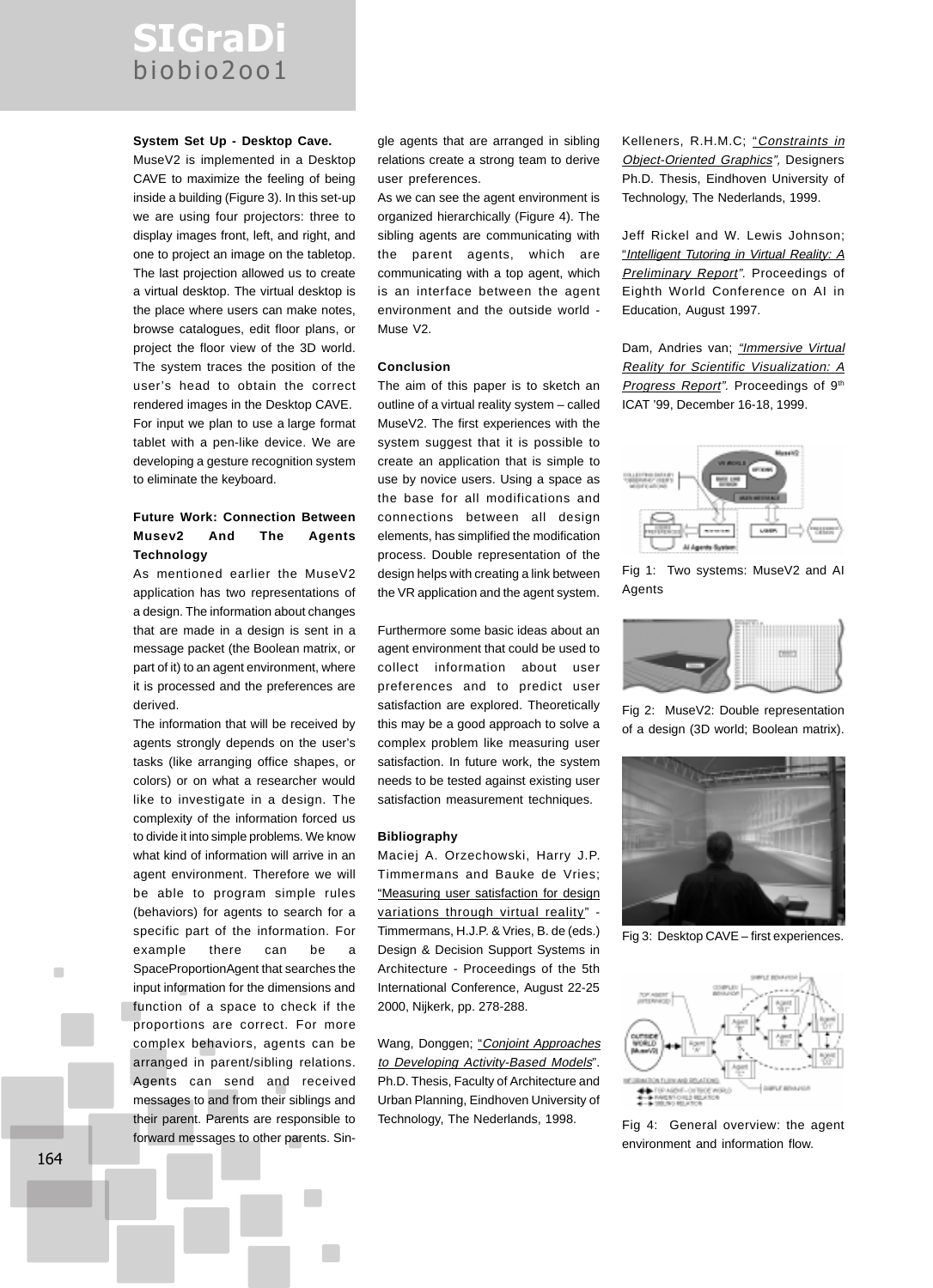**System Set Up - Desktop Cave.**

MuseV2 is implemented in a Desktop CAVE to maximize the feeling of being inside a building (Figure 3). In this set-up we are using four projectors: three to display images front, left, and right, and one to project an image on the tabletop. The last projection allowed us to create a virtual desktop. The virtual desktop is the place where users can make notes, browse catalogues, edit floor plans, or project the floor view of the 3D world. The system traces the position of the user's head to obtain the correct rendered images in the Desktop CAVE.

For input we plan to use a large format tablet with a pen-like device. We are developing a gesture recognition system to eliminate the keyboard.

**Future Work: Connection Between Musev2 And The Agents Technology**

As mentioned earlier the MuseV2 application has two representations of a design. The information about changes that are made in a design is sent in a message packet (the Boolean matrix, or part of it) to an agent environment, where it is processed and the preferences are derived.

The information that will be received by agents strongly depends on the user's tasks (like arranging office shapes, or colors) or on what a researcher would like to investigate in a design. The complexity of the information forced us to divide it into simple problems. We know what kind of information will arrive in an agent environment. Therefore we will be able to program simple rules (behaviors) for agents to search for a specific part of the information. For example there can be a SpaceProportionAgent that searches the input information for the dimensions and function of a space to check if the proportions are correct. For more complex behaviors, agents can be arranged in parent/sibling relations. Agents can send and received messages to and from their siblings and their parent. Parents are responsible to forward messages to other parents. Single agents that are arranged in sibling relations create a strong team to derive user preferences.

As we can see the agent environment is organized hierarchically (Figure 4). The sibling agents are communicating with the parent agents, which are communicating with a top agent, which is an interface between the agent environment and the outside world - Muse V2.

**Conclusion**

The aim of this paper is to sketch an outline of a virtual reality system – called MuseV2. The first experiences with the system suggest that it is possible to create an application that is simple to use by novice users. Using a space as the base for all modifications and connections between all design elements, has simplified the modification process. Double representation of the design helps with creating a link between the VR application and the agent system.

Furthermore some basic ideas about an agent environment that could be used to collect information about user preferences and to predict user satisfaction are explored. Theoretically this may be a good approach to solve a complex problem like measuring user satisfaction. In future work, the system needs to be tested against existing user satisfaction measurement techniques.

**Bibliography**

Maciej A. Orzechowski, Harry J.P. Timmermans and Bauke de Vries; "Measuring user satisfaction for design variations through virtual reality" - Timmermans, H.J.P. & Vries, B. de (eds.) Design & Decision Support Systems in Architecture - Proceedings of the 5th International Conference, August 22-25 2000, Nijkerk, pp. 278-288.

Wang, Donggen; "*Conjoint Approaches to Developing Activity-Based Models*". Ph.D. Thesis, Faculty of Architecture and Urban Planning, Eindhoven University of Technology, The Nederlands, 1998.

Kelleners, R.H.M.C; "*Constraints in Object-Oriented Graphics*", Designers Ph.D. Thesis, Eindhoven University of Technology, The Nederlands, 1999.

Jeff Rickel and W. Lewis Johnson; "*Intelligent Tutoring in Virtual Reality: A Preliminary Report*". Proceedings of Eighth World Conference on AI in Education, August 1997.

Dam, Andries van; *"Immersive Virtual Reality for Scientific Visualization: A Progress Report".* Proceedings of 9th ICAT '99, December 16-18, 1999.

Fig 1: Two systems: MuseV2 and AI Agents

Fig 2: MuseV2: Double representation of a design (3D world; Boolean matrix).

Fig 3: Desktop CAVE – first experiences.

Fig 4: General overview: the agent environment and information flow.